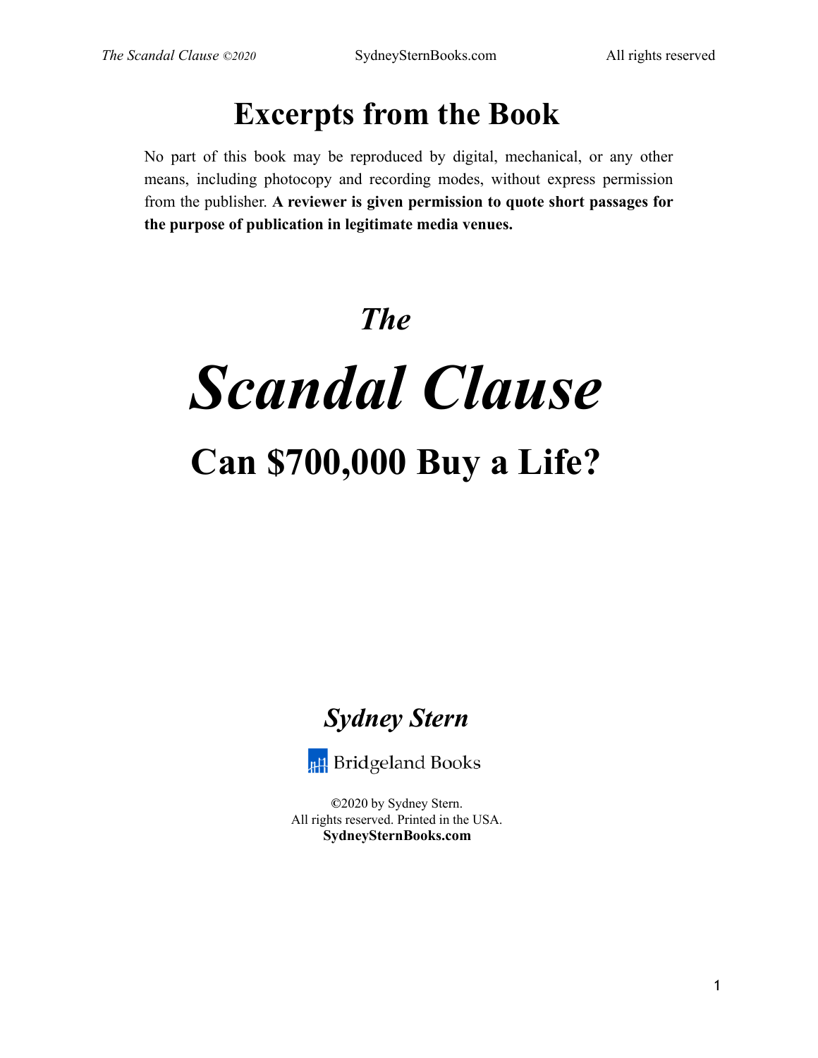# Excerpts from the Book

No part of this book may be reproduced by digital, mechanical, or any other means, including photocopy and recording modes, without express permission from the publisher. **A reviewer is given permission to quote short passages for the purpose of publication in legitimate media venues.**

***The***

# *Scandal Clause*

## Can $700,000 Buy a Life?

***Sydney Stern***

Bridgeland Books

©2020 by Sydney Stern.
All rights reserved. Printed in the USA.
**SydneySternBooks.com**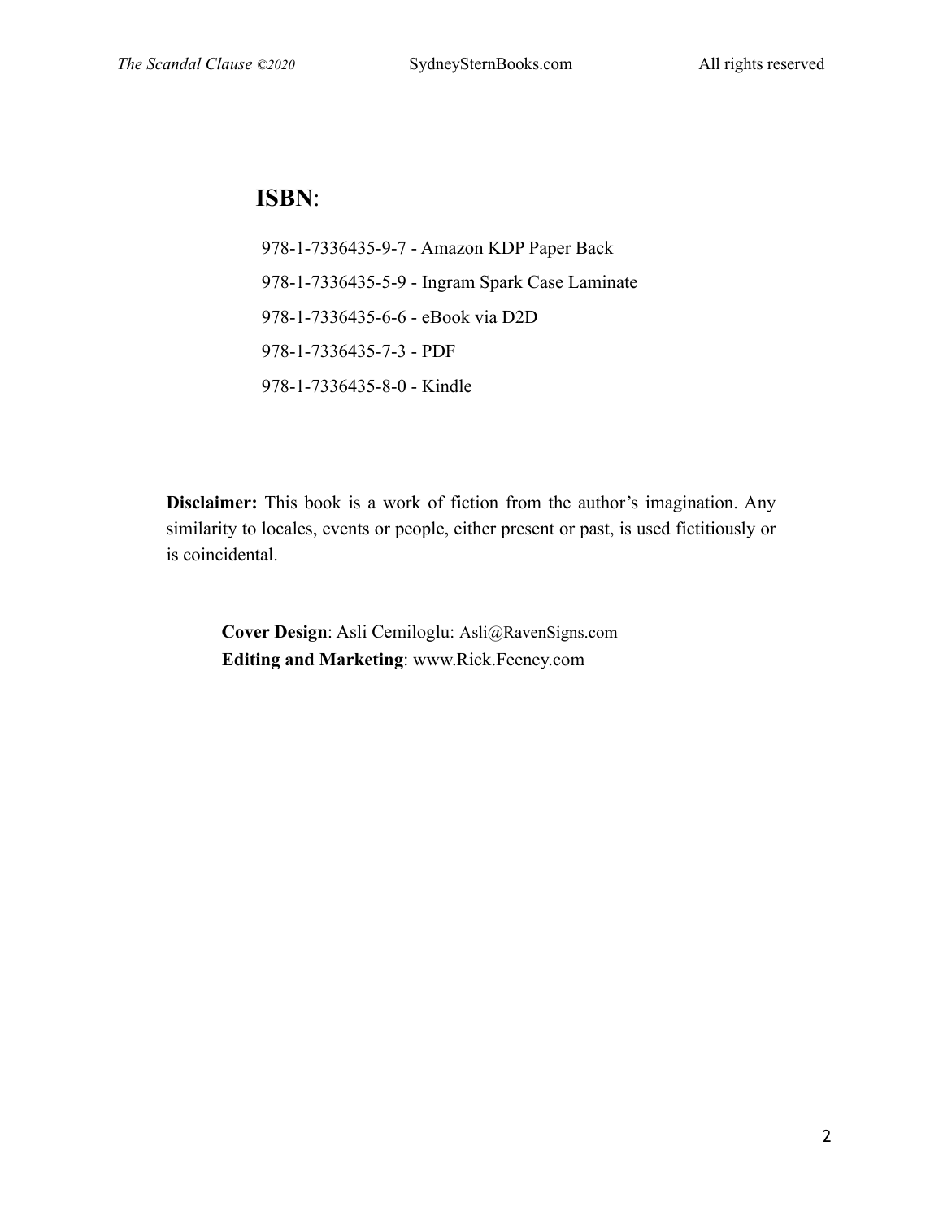**ISBN**:

978-1-7336435-9-7 - Amazon KDP Paper Back

978-1-7336435-5-9 - Ingram Spark Case Laminate

978-1-7336435-6-6 - eBook via D2D

978-1-7336435-7-3 - PDF

978-1-7336435-8-0 - Kindle

**Disclaimer:** This book is a work of fiction from the author's imagination. Any similarity to locales, events or people, either present or past, is used fictitiously or is coincidental.

**Cover Design**: Asli Cemiloglu: Asli@RavenSigns.com
**Editing and Marketing**: www.Rick.Feeney.com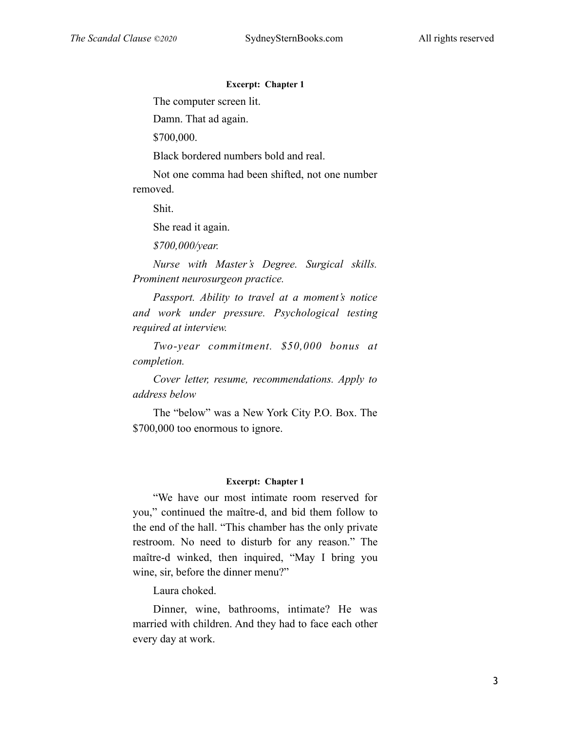**Excerpt: Chapter 1**

The computer screen lit.

Damn. That ad again.

$700,000.

Black bordered numbers bold and real.

Not one comma had been shifted, not one number removed.

Shit.

She read it again.

*$700,000/year.*

*Nurse with Master's Degree. Surgical skills. Prominent neurosurgeon practice.*

*Passport. Ability to travel at a moment's notice and work under pressure. Psychological testing required at interview.*

*Two-year commitment. $50,000 bonus at completion.*

*Cover letter, resume, recommendations. Apply to address below*

The "below" was a New York City P.O. Box. The $700,000 too enormous to ignore.

**Excerpt: Chapter 1**

"We have our most intimate room reserved for you," continued the maître-d, and bid them follow to the end of the hall. "This chamber has the only private restroom. No need to disturb for any reason." The maître-d winked, then inquired, "May I bring you wine, sir, before the dinner menu?"

Laura choked.

Dinner, wine, bathrooms, intimate? He was married with children. And they had to face each other every day at work.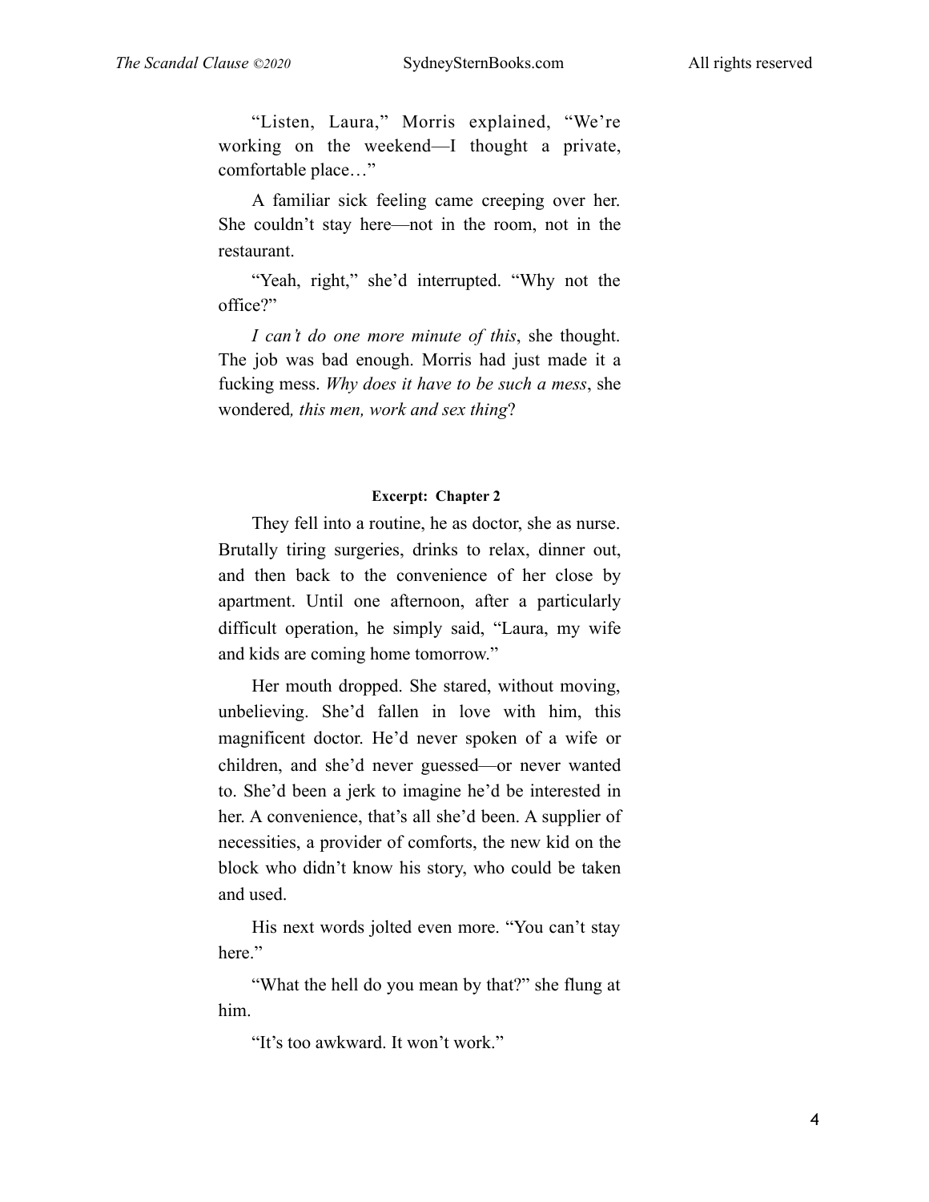"Listen, Laura," Morris explained, "We're working on the weekend—I thought a private, comfortable place…"

A familiar sick feeling came creeping over her. She couldn't stay here—not in the room, not in the restaurant.

"Yeah, right," she'd interrupted. "Why not the office?"

*I can't do one more minute of this*, she thought. The job was bad enough. Morris had just made it a fucking mess. *Why does it have to be such a mess*, she wondered*, this men, work and sex thing*?

**Excerpt: Chapter 2**

They fell into a routine, he as doctor, she as nurse. Brutally tiring surgeries, drinks to relax, dinner out, and then back to the convenience of her close by apartment. Until one afternoon, after a particularly difficult operation, he simply said, "Laura, my wife and kids are coming home tomorrow."

Her mouth dropped. She stared, without moving, unbelieving. She'd fallen in love with him, this magnificent doctor. He'd never spoken of a wife or children, and she'd never guessed—or never wanted to. She'd been a jerk to imagine he'd be interested in her. A convenience, that's all she'd been. A supplier of necessities, a provider of comforts, the new kid on the block who didn't know his story, who could be taken and used.

His next words jolted even more. "You can't stay here."

"What the hell do you mean by that?" she flung at him.

"It's too awkward. It won't work."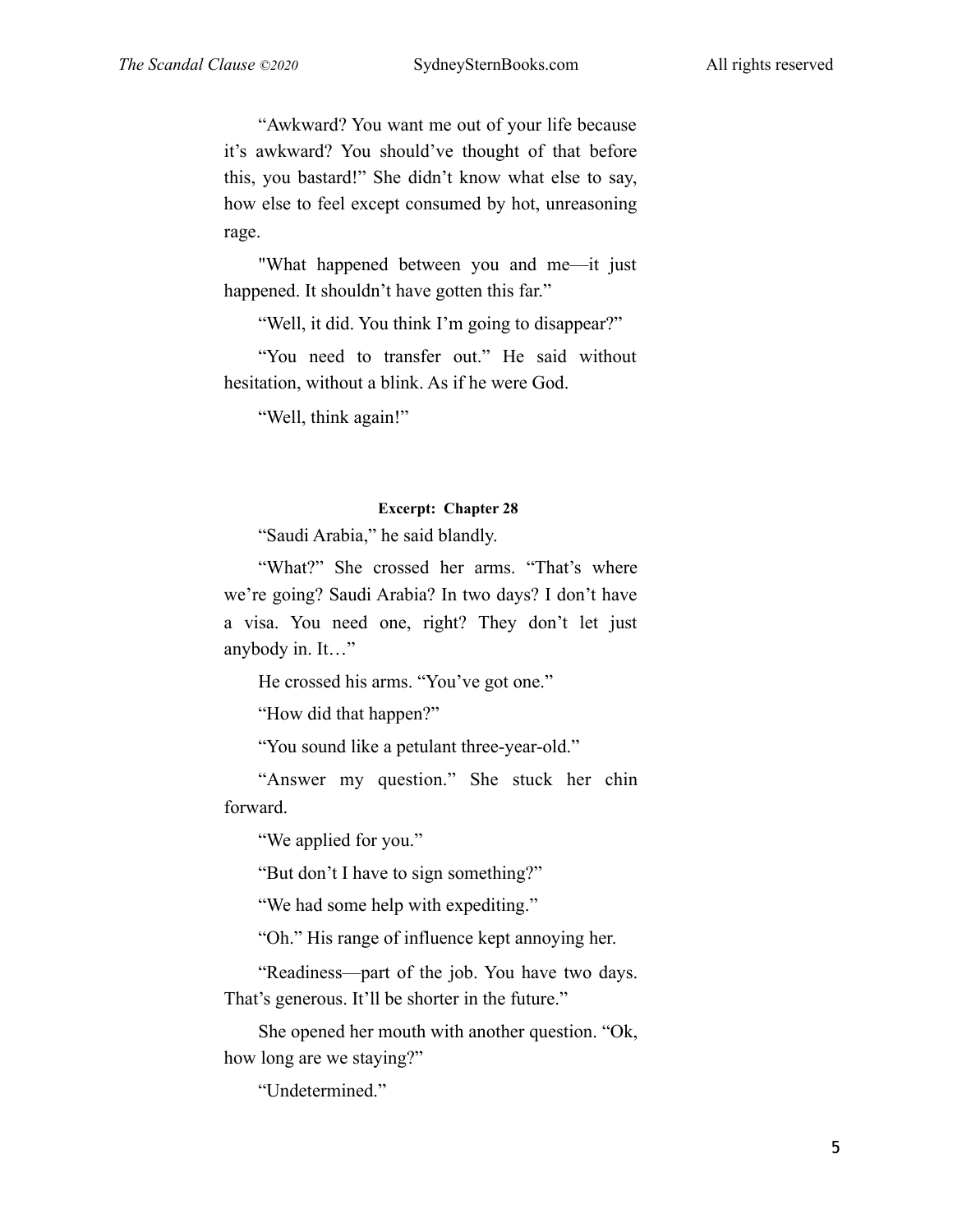“Awkward? You want me out of your life because it’s awkward? You should’ve thought of that before this, you bastard!” She didn’t know what else to say, how else to feel except consumed by hot, unreasoning rage.

"What happened between you and me—it just happened. It shouldn’t have gotten this far.”

“Well, it did. You think I’m going to disappear?”

“You need to transfer out.” He said without hesitation, without a blink. As if he were God.

“Well, think again!”

**Excerpt: Chapter 28**

“Saudi Arabia,” he said blandly.

“What?” She crossed her arms. “That’s where we’re going? Saudi Arabia? In two days? I don’t have a visa. You need one, right? They don’t let just anybody in. It…”

He crossed his arms. “You’ve got one.”

“How did that happen?”

“You sound like a petulant three-year-old.”

“Answer my question.” She stuck her chin forward.

“We applied for you.”

“But don’t I have to sign something?”

“We had some help with expediting.”

“Oh.” His range of influence kept annoying her.

“Readiness—part of the job. You have two days. That’s generous. It’ll be shorter in the future.”

She opened her mouth with another question. “Ok, how long are we staying?”

“Undetermined.”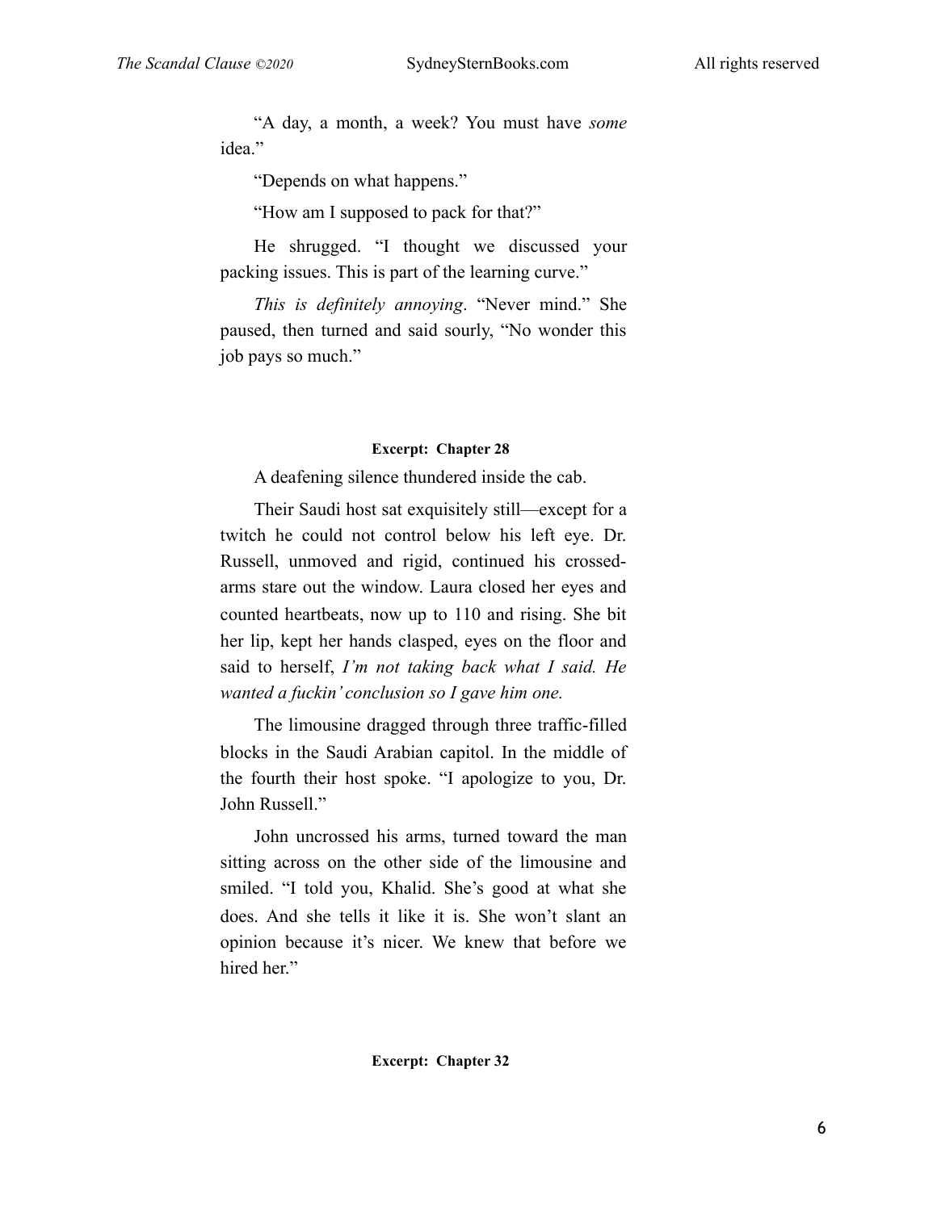“A day, a month, a week? You must have *some* idea.”

“Depends on what happens.”

“How am I supposed to pack for that?”

He shrugged. “I thought we discussed your packing issues. This is part of the learning curve.”

*This is definitely annoying*. “Never mind.” She paused, then turned and said sourly, “No wonder this job pays so much.”

**Excerpt: Chapter 28**

A deafening silence thundered inside the cab.

Their Saudi host sat exquisitely still—except for a twitch he could not control below his left eye. Dr. Russell, unmoved and rigid, continued his crossed-arms stare out the window. Laura closed her eyes and counted heartbeats, now up to 110 and rising. She bit her lip, kept her hands clasped, eyes on the floor and said to herself, *I’m not taking back what I said. He wanted a fuckin’ conclusion so I gave him one.*

The limousine dragged through three traffic-filled blocks in the Saudi Arabian capitol. In the middle of the fourth their host spoke. “I apologize to you, Dr. John Russell.”

John uncrossed his arms, turned toward the man sitting across on the other side of the limousine and smiled. “I told you, Khalid. She’s good at what she does. And she tells it like it is. She won’t slant an opinion because it’s nicer. We knew that before we hired her.”

**Excerpt: Chapter 32**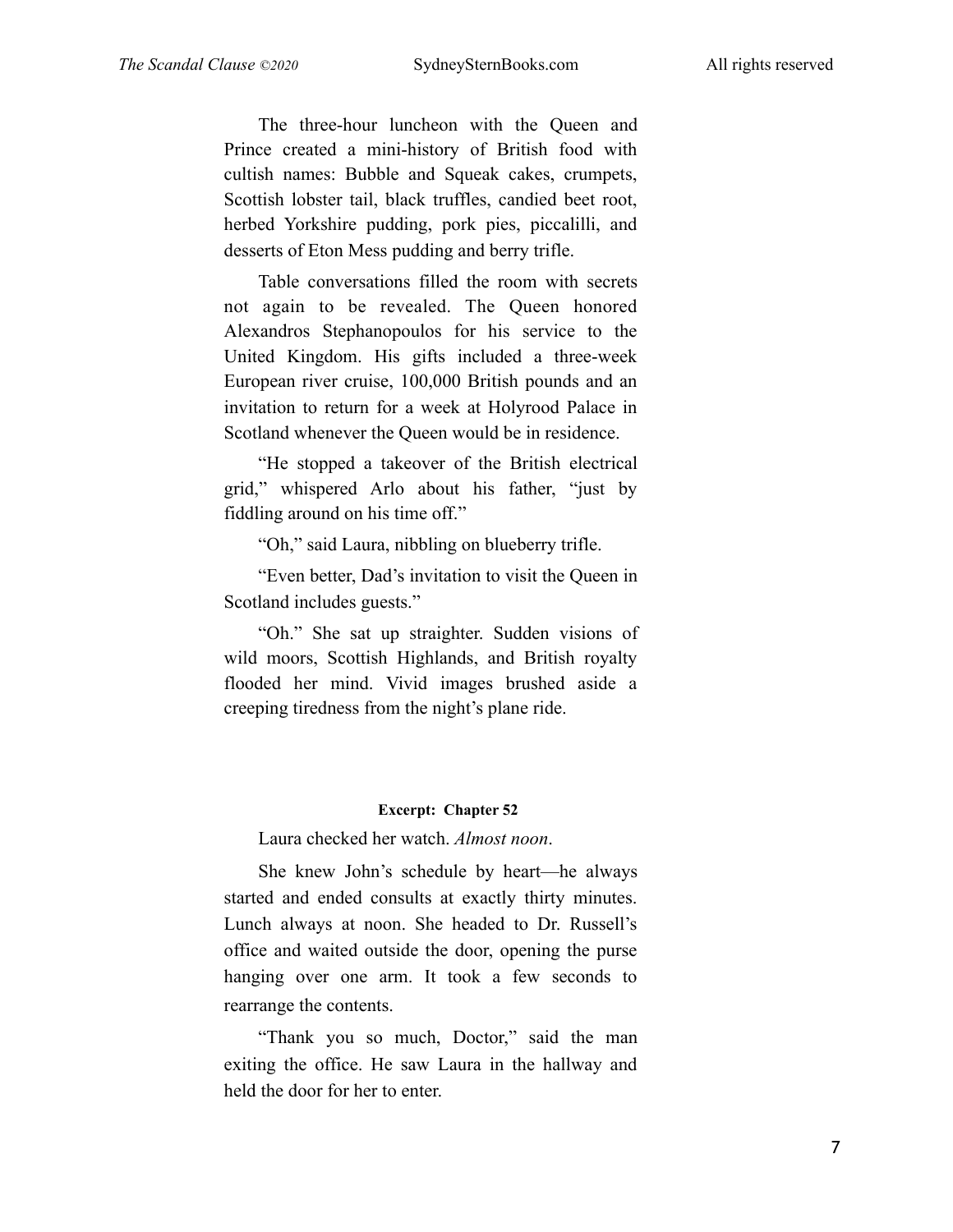The three-hour luncheon with the Queen and Prince created a mini-history of British food with cultish names: Bubble and Squeak cakes, crumpets, Scottish lobster tail, black truffles, candied beet root, herbed Yorkshire pudding, pork pies, piccalilli, and desserts of Eton Mess pudding and berry trifle.

Table conversations filled the room with secrets not again to be revealed. The Queen honored Alexandros Stephanopoulos for his service to the United Kingdom. His gifts included a three-week European river cruise, 100,000 British pounds and an invitation to return for a week at Holyrood Palace in Scotland whenever the Queen would be in residence.

"He stopped a takeover of the British electrical grid," whispered Arlo about his father, "just by fiddling around on his time off."

"Oh," said Laura, nibbling on blueberry trifle.

"Even better, Dad's invitation to visit the Queen in Scotland includes guests."

"Oh." She sat up straighter. Sudden visions of wild moors, Scottish Highlands, and British royalty flooded her mind. Vivid images brushed aside a creeping tiredness from the night's plane ride.

**Excerpt: Chapter 52**

Laura checked her watch. *Almost noon*.

She knew John's schedule by heart—he always started and ended consults at exactly thirty minutes. Lunch always at noon. She headed to Dr. Russell's office and waited outside the door, opening the purse hanging over one arm. It took a few seconds to rearrange the contents.

"Thank you so much, Doctor," said the man exiting the office. He saw Laura in the hallway and held the door for her to enter.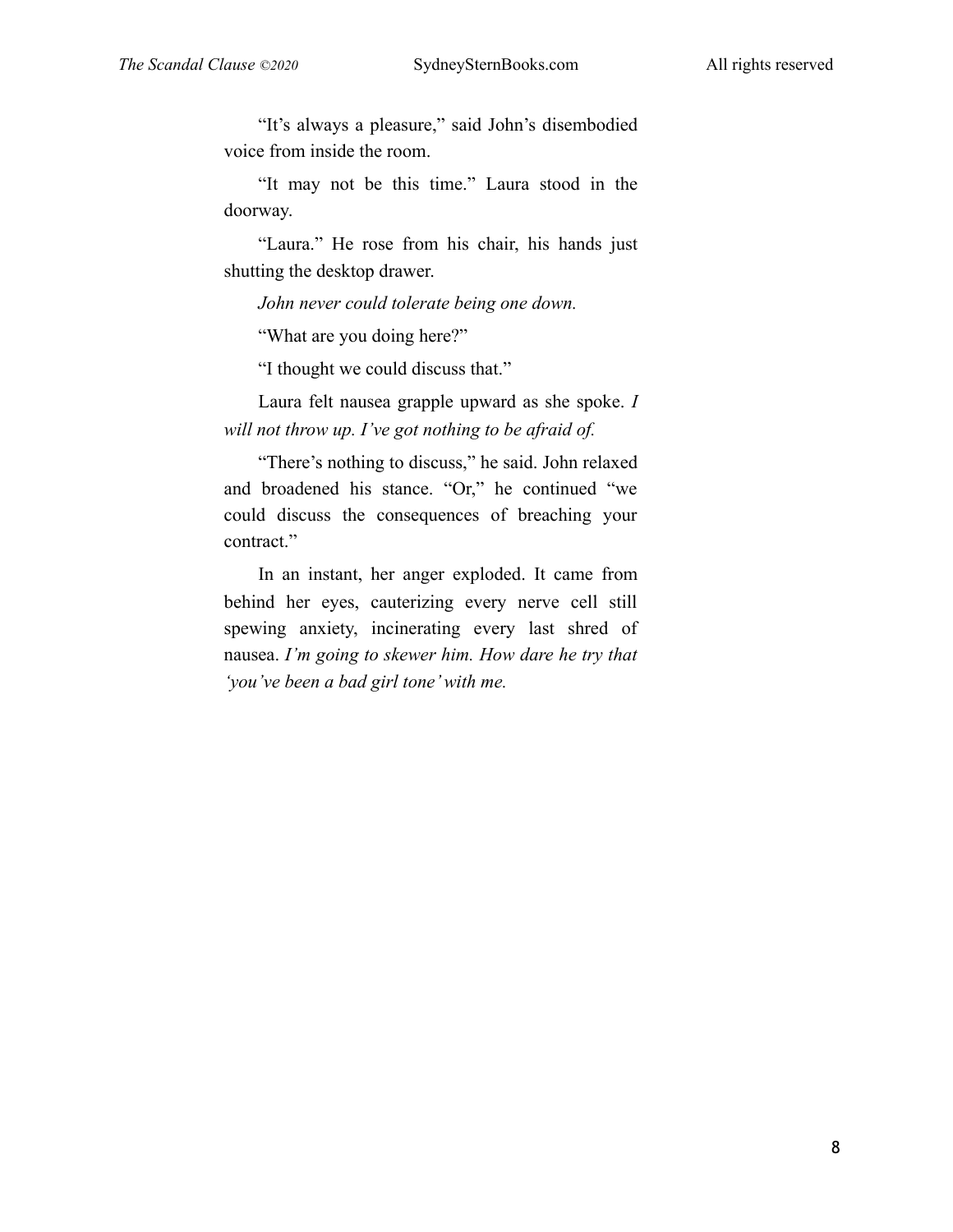"It's always a pleasure," said John's disembodied voice from inside the room.

"It may not be this time." Laura stood in the doorway.

"Laura." He rose from his chair, his hands just shutting the desktop drawer.

*John never could tolerate being one down.*

"What are you doing here?"

"I thought we could discuss that."

Laura felt nausea grapple upward as she spoke. *I will not throw up. I've got nothing to be afraid of.*

"There's nothing to discuss," he said. John relaxed and broadened his stance. "Or," he continued "we could discuss the consequences of breaching your contract."

In an instant, her anger exploded. It came from behind her eyes, cauterizing every nerve cell still spewing anxiety, incinerating every last shred of nausea. *I'm going to skewer him. How dare he try that 'you've been a bad girl tone' with me.*